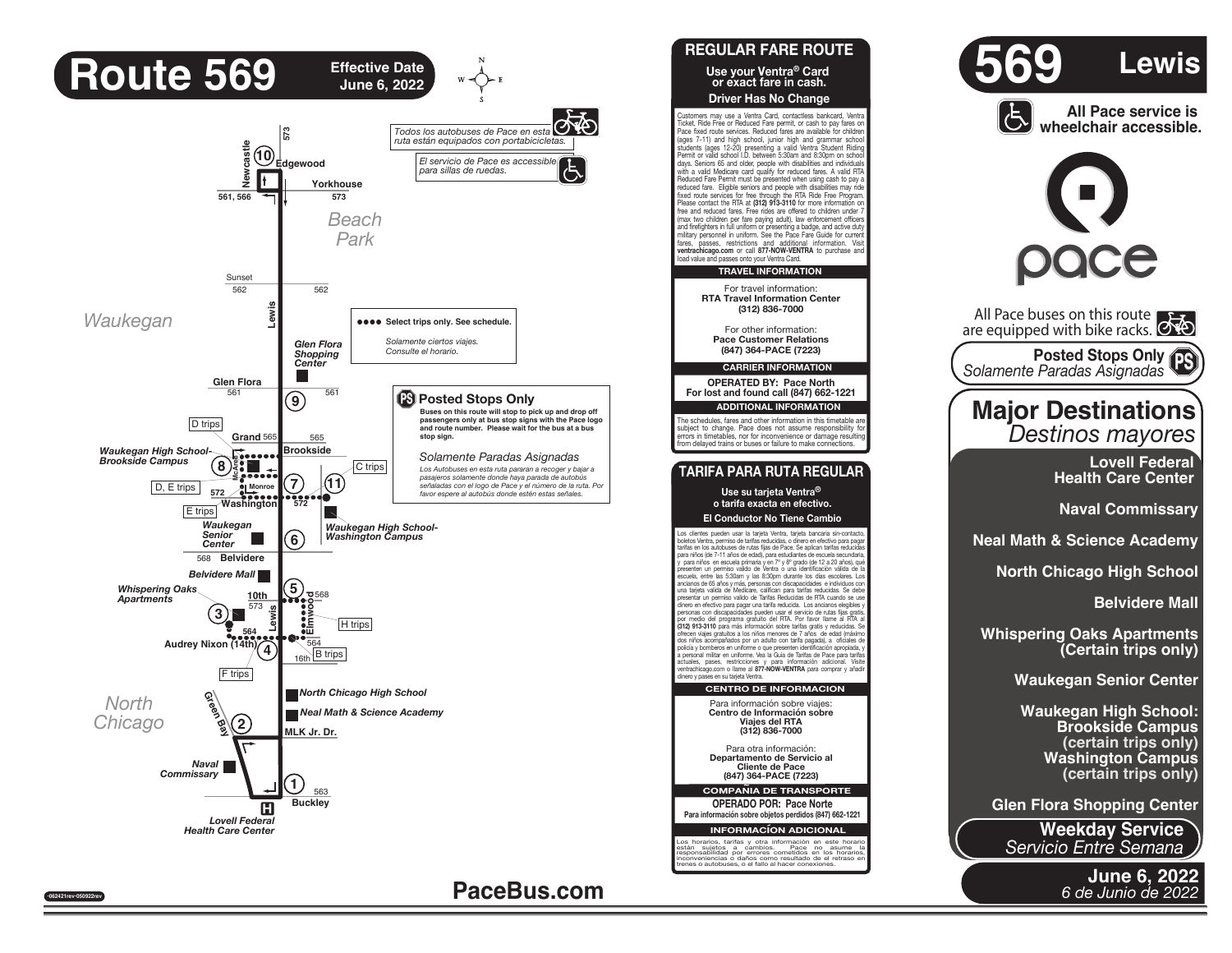# Route 569

**Effective Date June 6, 2022**

Todos los autobuses de Pace en esta ruta están equipados con portabicicletas.

El servicio de Pace es accesible para sillas de ruedas.

●●●● Select trips only. See schedule.

*Solamente ciertos viajes. Consulte el horario.*

**PS Posted Stops Only**

**Buses on this route will stop to pick up and drop off passengers only at bus stop signs with the Pace logo and route number. Please wait for the bus at a bus stop sign.**

*Solamente Paradas Asignadas*

*Los Autobuses en esta ruta pararan a recoger y bajar a pasajeros solamente donde haya parada de autobús señaladas con el logo de Pace y el número de la ruta. Por favor espere al autobús donde estén estas señales.*

Map labels: Newcastle, 573, (10) Edgewood, Yorkhouse, 561, 566, 573, Beach Park, Sunset, 562, 562, Waukegan, Lewis, Glen Flora Shopping Center, Glen Flora, 561, 561, (9), D trips, Grand 565, 565, Brookside, Waukegan High School-Brookside Campus, (8), McAree, C trips, D, E trips, 572, Monroe, (7), (11), Washington, 572, E trips, Waukegan Senior Center, (6), Waukegan High School-Washington Campus, 568, Belvidere, Belvidere Mall, (5), 568, Whispering Oaks Apartments, 10th, 573, Elmwood, (3), H trips, 564, 564, Audrey Nixon (14th), (4), 16th, B trips, F trips, North Chicago High School, Neal Math & Science Academy, North Chicago, Green Bay, (2), MLK Jr. Dr., Naval Commissary, (1), 563, Buckley, H, Lovell Federal Health Care Center

-062421rev-050922rev

**PaceBus.com**

## REGULAR FARE ROUTE

**Use your Ventra® Card or exact fare in cash.**

**Driver Has No Change**

Customers may use a Ventra Card, contactless bankcard, Ventra Ticket, Ride Free or Reduced Fare permit, or cash to pay fares on Pace fixed route services. Reduced fares are available for children (ages 7-11) and high school, junior high and grammar school students (ages 12-20) presenting a valid Ventra Student Riding Permit or valid school I.D. between 5:30am and 8:30pm on school days. Seniors 65 and older, people with disabilities and individuals with a valid Medicare card qualify for reduced fares. A valid RTA Reduced Fare Permit must be presented when using cash to pay a reduced fare. Eligible seniors and people with disabilities may ride fixed route services for free through the RTA Ride Free Program. Please contact the RTA at **(312) 913-3110** for more information on free and reduced fares. Free rides are offered to children under 7 (max two children per fare paying adult), law enforcement officers and firefighters in full uniform or presenting a badge, and active duty military personnel in uniform. See the Pace Fare Guide for current fares, passes, restrictions and additional information. Visit **ventrachicago.com** or call **877-NOW-VENTRA** to purchase and load value and passes onto your Ventra Card.

### TRAVEL INFORMATION

For travel information:
**RTA Travel Information Center (312) 836-7000**

For other information:
**Pace Customer Relations (847) 364-PACE (7223)**

### CARRIER INFORMATION

**OPERATED BY: Pace North**
**For lost and found call (847) 662-1221**

### ADDITIONAL INFORMATION

The schedules, fares and other information in this timetable are subject to change. Pace does not assume responsibility for errors in timetables, nor for inconvenience or damage resulting from delayed trains or buses or failure to make connections.

## TARIFA PARA RUTA REGULAR

**Use su tarjeta Ventra® o tarifa exacta en efectivo.**

**El Conductor No Tiene Cambio**

Los clientes pueden usar la tarjeta Ventra, tarjeta bancaria sin-contacto, boletos Ventra, permiso de tarifas reducidas, o dinero en efectivo para pagar tarifas en los autobuses de rutas fijas de Pace. Se aplican tarifas reducidas para niños (de 7-11 años de edad), para estudiantes de escuela secundaria, y para niños en escuela primaria y en 7° y 8° grado (de 12 a 20 años), qué presenten un permiso valido de Ventra o una identificación válida de la escuela, entre las 5:30am y las 8:30pm durante los días escolares. Los ancianos de 65 años y más, personas con discapacidades e individuos con una tarjeta valida de Medicare, califican para tarifas reducidas. Se debe presentar un permiso valido de Tarifas Reducidas de RTA cuando se use dinero en efectivo para pagar una tarifa reducida. Los ancianos elegibles y personas con discapacidades pueden usar el servicio de rutas fijas gratis, por medio del programa gratuito del RTA. Por favor llame al RTA al **(312) 913-3110** para más información sobre tarifas gratis y reducidas. Se ofrecen viajes gratuitos a los niños menores de 7 años de edad (máximo dos niños acompañados por un adulto con tarifa pagada), a oficiales de policía y bomberos en uniforme o que presenten identificación apropiada, y a personal militar en uniforme. Vea la Guía de Tarifas de Pace para tarifas actuales, pases, restricciones y para información adicional. Visite ventrachicago.com o llame al **877-NOW-VENTRA** para comprar y añadir dinero y pases en su tarjeta Ventra.

### CENTRO DE INFORMACION

Para información sobre viajes:
**Centro de Información sobre Viajes del RTA (312) 836-7000**

Para otra información:
**Departamento de Servicio al Cliente de Pace (847) 364-PACE (7223)**

### COMPAÑIA DE TRANSPORTE

**OPERADO POR: Pace Norte**
**Para información sobre objetos perdidos (847) 662-1221**

### INFORMACÍON ADICIONAL

Los horarios, tarifas y otra información en este horario están sujetos a cambios. Pace no asume la responsabilidad por errores cometidos en los horarios, inconveniencias o daños como resultado del retraso en trenes o autobuses, o el fallo al hacer conexiones.

# 569 Lewis

**All Pace service is wheelchair accessible.**

pace

All Pace buses on this route are equipped with bike racks.

**Posted Stops Only** *Solamente Paradas Asignadas*

## Major Destinations
*Destinos mayores*

- **Lovell Federal Health Care Center**
- **Naval Commissary**
- **Neal Math & Science Academy**
- **North Chicago High School**
- **Belvidere Mall**
- **Whispering Oaks Apartments (Certain trips only)**
- **Waukegan Senior Center**
- **Waukegan High School: Brookside Campus (certain trips only) Washington Campus (certain trips only)**
- **Glen Flora Shopping Center**

**Weekday Service**
*Servicio Entre Semana*

**June 6, 2022**
*6 de Junio de 2022*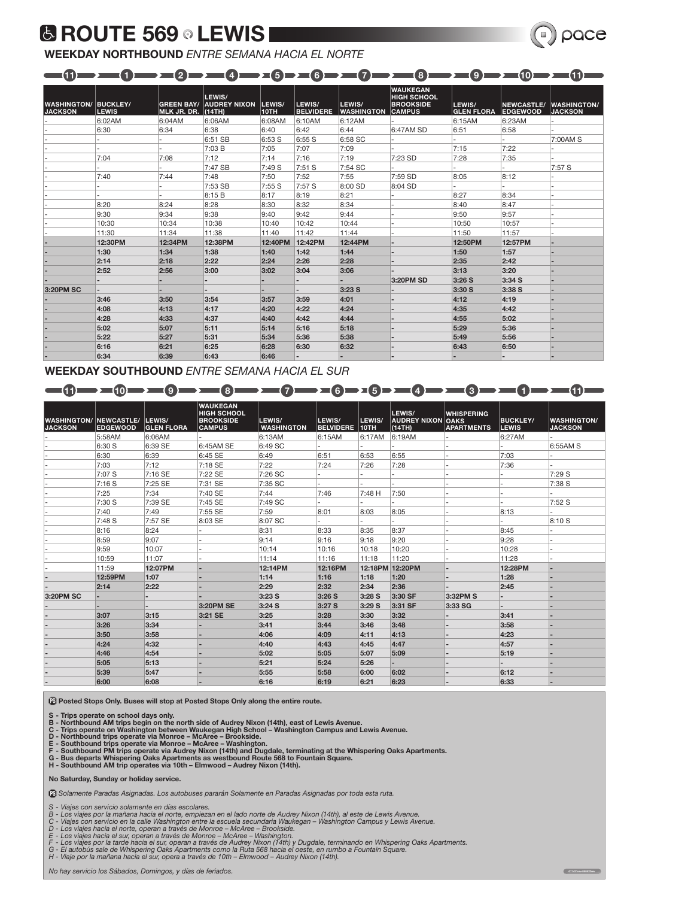# ROUTE 569 LEWIS

pace

## WEEKDAY NORTHBOUND *ENTRE SEMANA HACIA EL NORTE*

| 11 WASHINGTON/ JACKSON | 1 BUCKLEY/ LEWIS | 2 GREEN BAY/ MLK JR. DR. | 4 LEWIS/ AUDREY NIXON (14TH) | 5 LEWIS/ 10TH | 6 LEWIS/ BELVIDERE | 7 LEWIS/ WASHINGTON | 8 WAUKEGAN HIGH SCHOOL BROOKSIDE CAMPUS | 9 LEWIS/ GLEN FLORA | 10 NEWCASTLE/ EDGEWOOD | 11 WASHINGTON/ JACKSON |
|---|---|---|---|---|---|---|---|---|---|---|
| - | 6:02AM | 6:04AM | 6:06AM | 6:08AM | 6:10AM | 6:12AM | - | 6:15AM | 6:23AM | - |
| - | 6:30 | 6:34 | 6:38 | 6:40 | 6:42 | 6:44 | 6:47AM SD | 6:51 | 6:58 | - |
| - | - | - | 6:51 SB | 6:53 S | 6:55 S | 6:58 SC | - | - | - | 7:00AM S |
| - | - | - | 7:03 B | 7:05 | 7:07 | 7:09 | - | 7:15 | 7:22 | - |
| - | 7:04 | 7:08 | 7:12 | 7:14 | 7:16 | 7:19 | 7:23 SD | 7:28 | 7:35 | - |
| - | - | - | 7:47 SB | 7:49 S | 7:51 S | 7:54 SC | - | - | - | 7:57 S |
| - | 7:40 | 7:44 | 7:48 | 7:50 | 7:52 | 7:55 | 7:59 SD | 8:05 | 8:12 | - |
| - | - | - | 7:53 SB | 7:55 S | 7:57 S | 8:00 SD | 8:04 SD | - | - | - |
| - | - | - | 8:15 B | 8:17 | 8:19 | 8:21 | - | 8:27 | 8:34 | - |
| - | 8:20 | 8:24 | 8:28 | 8:30 | 8:32 | 8:34 | - | 8:40 | 8:47 | - |
| - | 9:30 | 9:34 | 9:38 | 9:40 | 9:42 | 9:44 | - | 9:50 | 9:57 | - |
| - | 10:30 | 10:34 | 10:38 | 10:40 | 10:42 | 10:44 | - | 10:50 | 10:57 | - |
| - | 11:30 | 11:34 | 11:38 | 11:40 | 11:42 | 11:44 | - | 11:50 | 11:57 | - |
| - | **12:30PM** | **12:34PM** | **12:38PM** | **12:40PM** | **12:42PM** | **12:44PM** | - | **12:50PM** | **12:57PM** | - |
| - | **1:30** | **1:34** | **1:38** | **1:40** | **1:42** | **1:44** | - | **1:50** | **1:57** | - |
| - | **2:14** | **2:18** | **2:22** | **2:24** | **2:26** | **2:28** | - | **2:35** | **2:42** | - |
| - | **2:52** | **2:56** | **3:00** | **3:02** | **3:04** | **3:06** | - | **3:13** | **3:20** | - |
| - | - | - | - | - | - | - | **3:20PM SD** | **3:26 S** | **3:34 S** | - |
| **3:20PM SC** | - | - | - | - | - | **3:23 S** | - | **3:30 S** | **3:38 S** | - |
| - | **3:46** | **3:50** | **3:54** | **3:57** | **3:59** | **4:01** | - | **4:12** | **4:19** | - |
| - | **4:08** | **4:13** | **4:17** | **4:20** | **4:22** | **4:24** | - | **4:35** | **4:42** | - |
| - | **4:28** | **4:33** | **4:37** | **4:40** | **4:42** | **4:44** | - | **4:55** | **5:02** | - |
| - | **5:02** | **5:07** | **5:11** | **5:14** | **5:16** | **5:18** | - | **5:29** | **5:36** | - |
| - | **5:22** | **5:27** | **5:31** | **5:34** | **5:36** | **5:38** | - | **5:49** | **5:56** | - |
| - | **6:16** | **6:21** | **6:25** | **6:28** | **6:30** | **6:32** | - | **6:43** | **6:50** | - |
| - | **6:34** | **6:39** | **6:43** | **6:46** | - | - | - | - | - | - |

## WEEKDAY SOUTHBOUND *ENTRE SEMANA HACIA EL SUR*

| 11 WASHINGTON/ JACKSON | 10 NEWCASTLE/ EDGEWOOD | 9 LEWIS/ GLEN FLORA | 8 WAUKEGAN HIGH SCHOOL BROOKSIDE CAMPUS | 7 LEWIS/ WASHINGTON | 6 LEWIS/ BELVIDERE | 5 LEWIS/ 10TH | 4 LEWIS/ AUDREY NIXON (14TH) | 3 WHISPERING OAKS APARTMENTS | 1 BUCKLEY/ LEWIS | 11 WASHINGTON/ JACKSON |
|---|---|---|---|---|---|---|---|---|---|---|
| - | 5:58AM | 6:06AM | - | 6:13AM | 6:15AM | 6:17AM | 6:19AM | - | 6:27AM | - |
| - | 6:30 S | 6:39 SE | 6:45AM SE | 6:49 SC | - | - | - | - | - | 6:55AM S |
| - | 6:30 | 6:39 | 6:45 SE | 6:49 | 6:51 | 6:53 | 6:55 | - | 7:03 | - |
| - | 7:03 | 7:12 | 7:18 SE | 7:22 | 7:24 | 7:26 | 7:28 | - | 7:36 | - |
| - | 7:07 S | 7:16 SE | 7:22 SE | 7:26 SC | - | - | - | - | - | 7:29 S |
| - | 7:16 S | 7:25 SE | 7:31 SE | 7:35 SC | - | - | - | - | - | 7:38 S |
| - | 7:25 | 7:34 | 7:40 SE | 7:44 | 7:46 | 7:48 H | 7:50 | - | - | - |
| - | 7:30 S | 7:39 SE | 7:45 SE | 7:49 SC | - | - | - | - | - | 7:52 S |
| - | 7:40 | 7:49 | 7:55 SE | 7:59 | 8:01 | 8:03 | 8:05 | - | 8:13 | - |
| - | 7:48 S | 7:57 SE | 8:03 SE | 8:07 SC | - | - | - | - | - | 8:10 S |
| - | 8:16 | 8:24 | - | 8:31 | 8:33 | 8:35 | 8:37 | - | 8:45 | - |
| - | 8:59 | 9:07 | - | 9:14 | 9:16 | 9:18 | 9:20 | - | 9:28 | - |
| - | 9:59 | 10:07 | - | 10:14 | 10:16 | 10:18 | 10:20 | - | 10:28 | - |
| - | 10:59 | 11:07 | - | 11:14 | 11:16 | 11:18 | 11:20 | - | 11:28 | - |
| - | 11:59 | **12:07PM** | - | **12:14PM** | **12:16PM** | **12:18PM** | **12:20PM** | - | **12:28PM** | - |
| - | **12:59PM** | **1:07** | - | **1:14** | **1:16** | **1:18** | **1:20** | - | **1:28** | - |
| - | **2:14** | **2:22** | - | **2:29** | **2:32** | **2:34** | **2:36** | - | **2:45** | - |
| **3:20PM SC** | - | - | - | **3:23 S** | **3:26 S** | **3:28 S** | **3:30 SF** | **3:32PM S** | - | - |
| - | - | - | **3:20PM SE** | **3:24 S** | **3:27 S** | **3:29 S** | **3:31 SF** | **3:33 SG** | - | - |
| - | **3:07** | **3:15** | **3:21 SE** | **3:25** | **3:28** | **3:30** | **3:32** | - | **3:41** | - |
| - | **3:26** | **3:34** | - | **3:41** | **3:44** | **3:46** | **3:48** | - | **3:58** | - |
| - | **3:50** | **3:58** | - | **4:06** | **4:09** | **4:11** | **4:13** | - | **4:23** | - |
| - | **4:24** | **4:32** | - | **4:40** | **4:43** | **4:45** | **4:47** | - | **4:57** | - |
| - | **4:46** | **4:54** | - | **5:02** | **5:05** | **5:07** | **5:09** | - | **5:19** | - |
| - | **5:05** | **5:13** | - | **5:21** | **5:24** | **5:26** | - | - | - | - |
| - | **5:39** | **5:47** | - | **5:55** | **5:58** | **6:00** | **6:02** | - | **6:12** | - |
| - | **6:00** | **6:08** | - | **6:16** | **6:19** | **6:21** | **6:23** | - | **6:33** | - |

**PS Posted Stops Only. Buses will stop at Posted Stops Only along the entire route.**

**S - Trips operate on school days only.**
**B - Northbound AM trips begin on the north side of Audrey Nixon (14th), east of Lewis Avenue.**
**C - Trips operate on Washington between Waukegan High School – Washington Campus and Lewis Avenue.**
**D - Northbound trips operate via Monroe – McAree – Brookside.**
**E - Southbound trips operate via Monroe – McAree – Washington.**
**F - Southbound PM trips operate via Audrey Nixon (14th) and Dugdale, terminating at the Whispering Oaks Apartments.**
**G - Bus departs Whispering Oaks Apartments as westbound Route 568 to Fountain Square.**
**H - Southbound AM trip operates via 10th – Elmwood – Audrey Nixon (14th).**

**No Saturday, Sunday or holiday service.**

*PS Solamente Paradas Asignadas. Los autobuses pararán Solamente en Paradas Asignadas por toda esta ruta.*

*S - Viajes con servicio solamente en días escolares.*
*B - Los viajes por la mañana hacia el norte, empiezan en el lado norte de Audrey Nixon (14th), al este de Lewis Avenue.*
*C - Viajes con servicio en la calle Washington entre la escuela secundaria Waukegan – Washington Campus y Lewis Avenue.*
*D - Los viajes hacia el norte, operan a través de Monroe – McAree – Brookside.*
*E - Los viajes hacia el sur, operan a través de Monroe – McAree – Washington.*
*F - Los viajes por la tarde hacia el sur, operan a través de Audrey Nixon (14th) y Dugdale, terminando en Whispering Oaks Apartments.*
*G - El autobús sale de Whispering Oaks Apartments como la Ruta 568 hacia el oeste, en rumbo a Fountain Square.*
*H - Viaje por la mañana hacia el sur, opera a través de 10th – Elmwood – Audrey Nixon (14th).*

*No hay servicio los Sábados, Domingos, y días de feriados.*